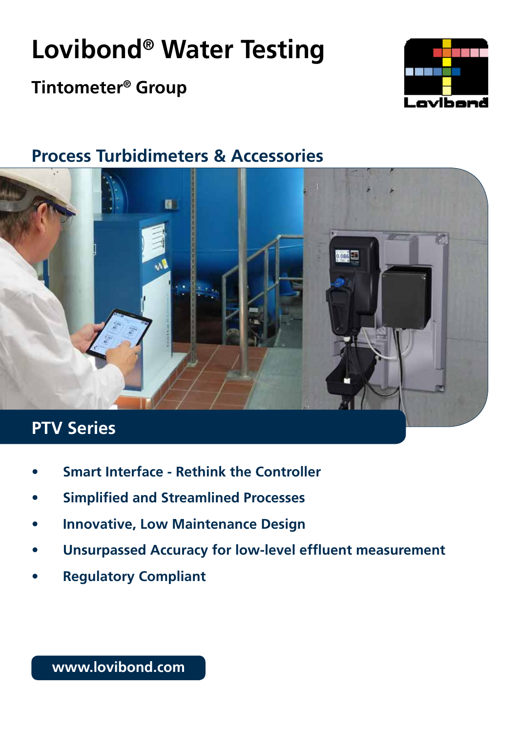# Lovibond® Water Testing

## Tintometer® Group

## Process Turbidimeters & Accessories

## PTV Series

- Smart Interface - Rethink the Controller
- Simplified and Streamlined Processes
- Innovative, Low Maintenance Design
- Unsurpassed Accuracy for low-level effluent measurement
- Regulatory Compliant

www.lovibond.com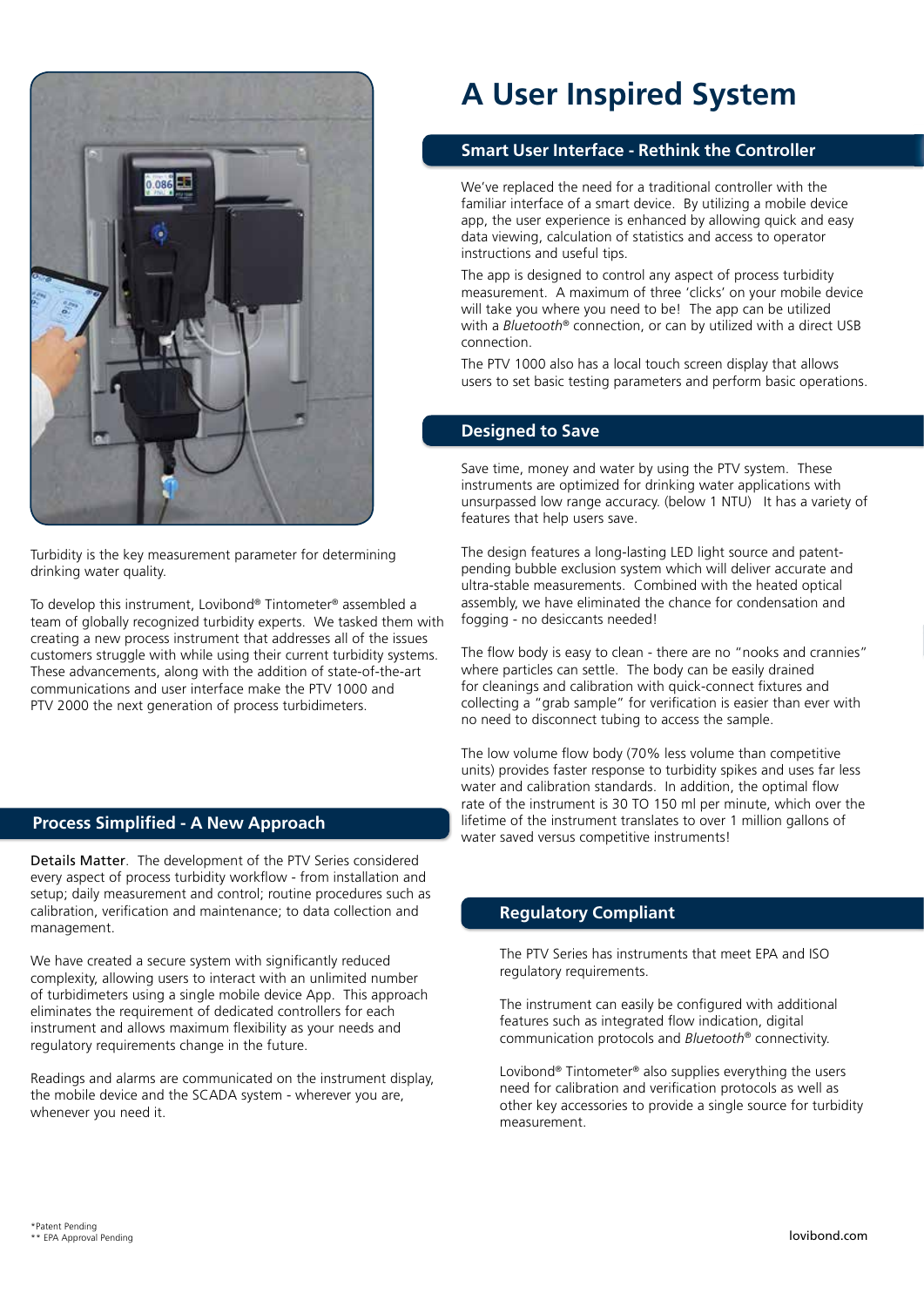Turbidity is the key measurement parameter for determining drinking water quality.

To develop this instrument, Lovibond® Tintometer® assembled a team of globally recognized turbidity experts. We tasked them with creating a new process instrument that addresses all of the issues customers struggle with while using their current turbidity systems. These advancements, along with the addition of state-of-the-art communications and user interface make the PTV 1000 and PTV 2000 the next generation of process turbidimeters.

## Process Simplified - A New Approach

**Details Matter**. The development of the PTV Series considered every aspect of process turbidity workflow - from installation and setup; daily measurement and control; routine procedures such as calibration, verification and maintenance; to data collection and management.

We have created a secure system with significantly reduced complexity, allowing users to interact with an unlimited number of turbidimeters using a single mobile device App. This approach eliminates the requirement of dedicated controllers for each instrument and allows maximum flexibility as your needs and regulatory requirements change in the future.

Readings and alarms are communicated on the instrument display, the mobile device and the SCADA system - wherever you are, whenever you need it.

# A User Inspired System

## Smart User Interface - Rethink the Controller

We've replaced the need for a traditional controller with the familiar interface of a smart device. By utilizing a mobile device app, the user experience is enhanced by allowing quick and easy data viewing, calculation of statistics and access to operator instructions and useful tips.

The app is designed to control any aspect of process turbidity measurement. A maximum of three 'clicks' on your mobile device will take you where you need to be! The app can be utilized with a *Bluetooth*® connection, or can by utilized with a direct USB connection.

The PTV 1000 also has a local touch screen display that allows users to set basic testing parameters and perform basic operations.

## Designed to Save

Save time, money and water by using the PTV system. These instruments are optimized for drinking water applications with unsurpassed low range accuracy. (below 1 NTU) It has a variety of features that help users save.

The design features a long-lasting LED light source and patent-pending bubble exclusion system which will deliver accurate and ultra-stable measurements. Combined with the heated optical assembly, we have eliminated the chance for condensation and fogging - no desiccants needed!

The flow body is easy to clean - there are no "nooks and crannies" where particles can settle. The body can be easily drained for cleanings and calibration with quick-connect fixtures and collecting a "grab sample" for verification is easier than ever with no need to disconnect tubing to access the sample.

The low volume flow body (70% less volume than competitive units) provides faster response to turbidity spikes and uses far less water and calibration standards. In addition, the optimal flow rate of the instrument is 30 TO 150 ml per minute, which over the lifetime of the instrument translates to over 1 million gallons of water saved versus competitive instruments!

## Regulatory Compliant

The PTV Series has instruments that meet EPA and ISO regulatory requirements.

The instrument can easily be configured with additional features such as integrated flow indication, digital communication protocols and *Bluetooth*® connectivity.

Lovibond® Tintometer® also supplies everything the users need for calibration and verification protocols as well as other key accessories to provide a single source for turbidity measurement.

*Patent Pending
** EPA Approval Pending

lovibond.com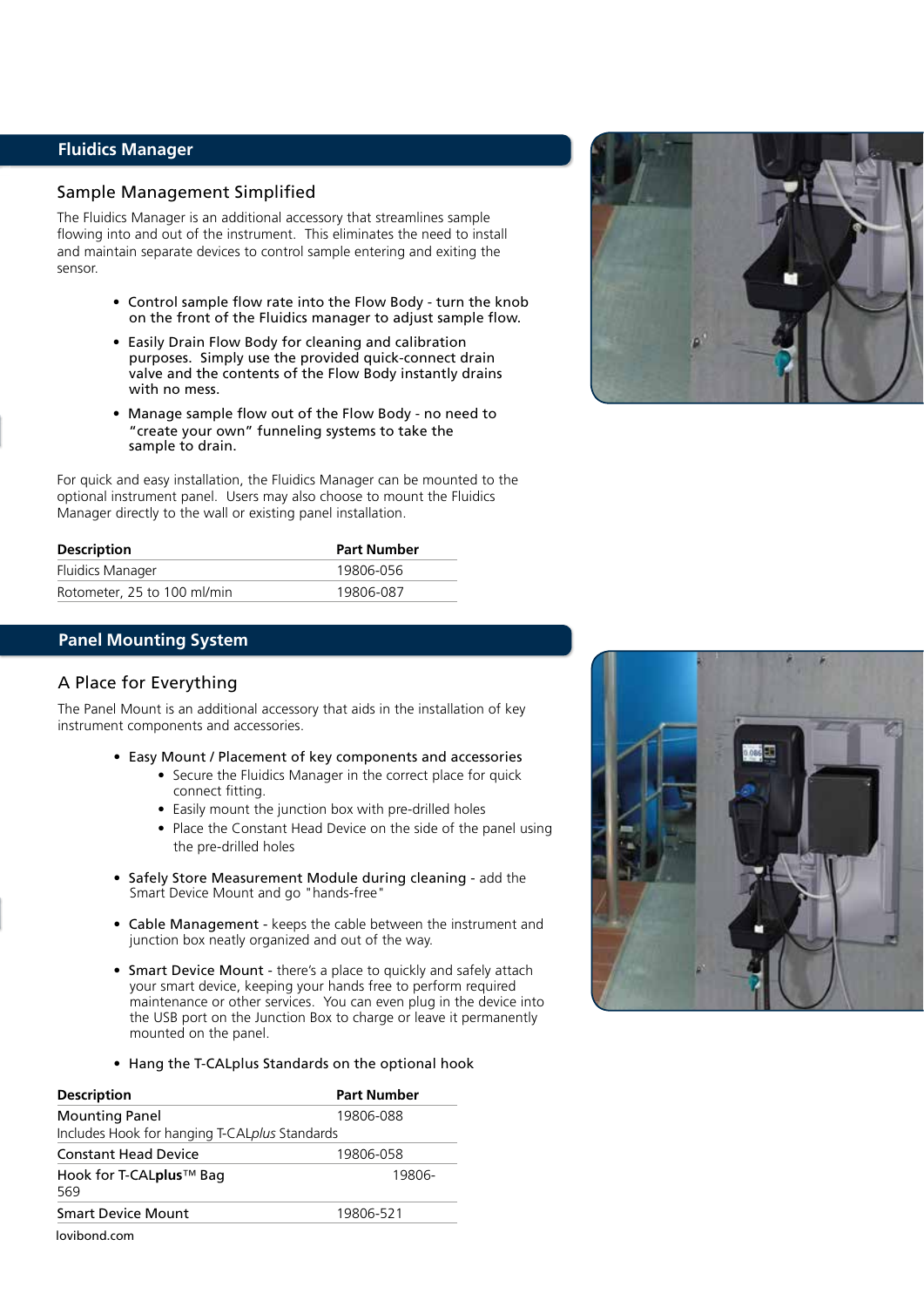## Fluidics Manager

### Sample Management Simplified

The Fluidics Manager is an additional accessory that streamlines sample flowing into and out of the instrument. This eliminates the need to install and maintain separate devices to control sample entering and exiting the sensor.

- Control sample flow rate into the Flow Body - turn the knob on the front of the Fluidics manager to adjust sample flow.
- Easily Drain Flow Body for cleaning and calibration purposes. Simply use the provided quick-connect drain valve and the contents of the Flow Body instantly drains with no mess.
- Manage sample flow out of the Flow Body - no need to "create your own" funneling systems to take the sample to drain.

For quick and easy installation, the Fluidics Manager can be mounted to the optional instrument panel. Users may also choose to mount the Fluidics Manager directly to the wall or existing panel installation.

| Description | Part Number |
|---|---|
| Fluidics Manager | 19806-056 |
| Rotometer, 25 to 100 ml/min | 19806-087 |

## Panel Mounting System

### A Place for Everything

The Panel Mount is an additional accessory that aids in the installation of key instrument components and accessories.

- Easy Mount / Placement of key components and accessories
  - Secure the Fluidics Manager in the correct place for quick connect fitting.
  - Easily mount the junction box with pre-drilled holes
  - Place the Constant Head Device on the side of the panel using the pre-drilled holes
- Safely Store Measurement Module during cleaning - add the Smart Device Mount and go "hands-free"
- Cable Management - keeps the cable between the instrument and junction box neatly organized and out of the way.
- Smart Device Mount - there's a place to quickly and safely attach your smart device, keeping your hands free to perform required maintenance or other services. You can even plug in the device into the USB port on the Junction Box to charge or leave it permanently mounted on the panel.
- Hang the T-CALplus Standards on the optional hook

| Description | Part Number |
|---|---|
| Mounting Panel<br>Includes Hook for hanging T-CAL*plus* Standards | 19806-088 |
| Constant Head Device | 19806-058 |
| Hook for T-CAL**plus**™ Bag | 19806-569 |
| Smart Device Mount | 19806-521 |

lovibond.com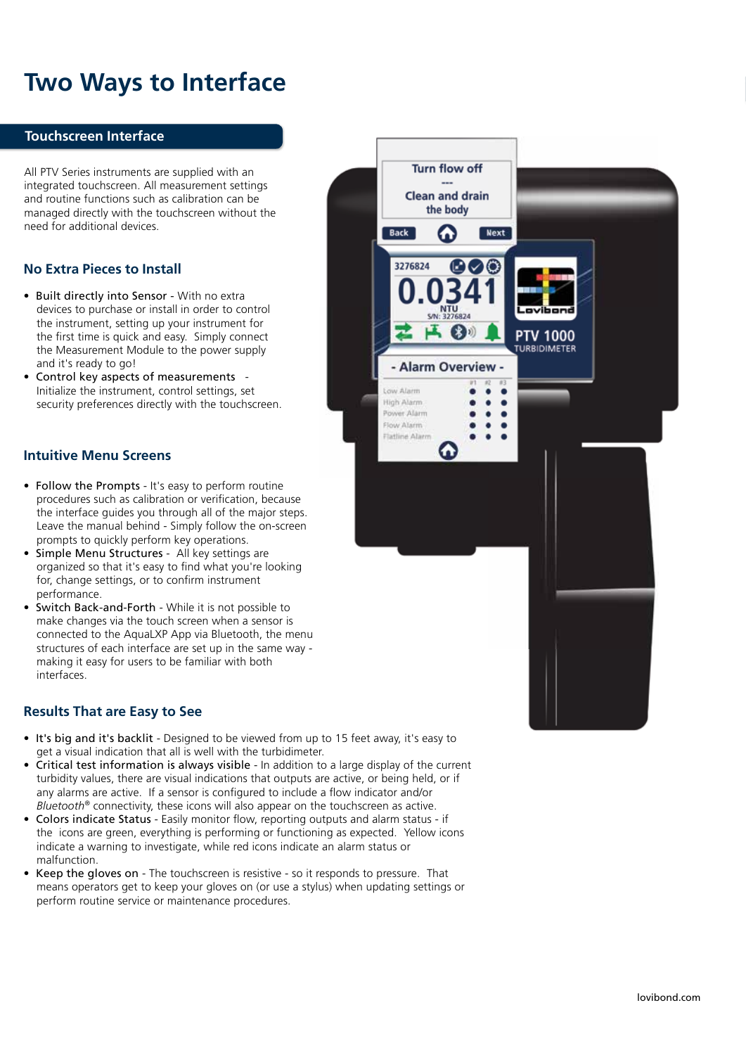# Two Ways to Interface

## Touchscreen Interface

All PTV Series instruments are supplied with an integrated touchscreen. All measurement settings and routine functions such as calibration can be managed directly with the touchscreen without the need for additional devices.

### No Extra Pieces to Install

- Built directly into Sensor - With no extra devices to purchase or install in order to control the instrument, setting up your instrument for the first time is quick and easy. Simply connect the Measurement Module to the power supply and it's ready to go!
- Control key aspects of measurements - Initialize the instrument, control settings, set security preferences directly with the touchscreen.

### Intuitive Menu Screens

- Follow the Prompts - It's easy to perform routine procedures such as calibration or verification, because the interface guides you through all of the major steps. Leave the manual behind - Simply follow the on-screen prompts to quickly perform key operations.
- Simple Menu Structures - All key settings are organized so that it's easy to find what you're looking for, change settings, or to confirm instrument performance.
- Switch Back-and-Forth - While it is not possible to make changes via the touch screen when a sensor is connected to the AquaLXP App via Bluetooth, the menu structures of each interface are set up in the same way - making it easy for users to be familiar with both interfaces.

### Results That are Easy to See

- It's big and it's backlit - Designed to be viewed from up to 15 feet away, it's easy to get a visual indication that all is well with the turbidimeter.
- Critical test information is always visible - In addition to a large display of the current turbidity values, there are visual indications that outputs are active, or being held, or if any alarms are active. If a sensor is configured to include a flow indicator and/or *Bluetooth*® connectivity, these icons will also appear on the touchscreen as active.
- Colors indicate Status - Easily monitor flow, reporting outputs and alarm status - if the icons are green, everything is performing or functioning as expected. Yellow icons indicate a warning to investigate, while red icons indicate an alarm status or malfunction.
- Keep the gloves on - The touchscreen is resistive - so it responds to pressure. That means operators get to keep your gloves on (or use a stylus) when updating settings or perform routine service or maintenance procedures.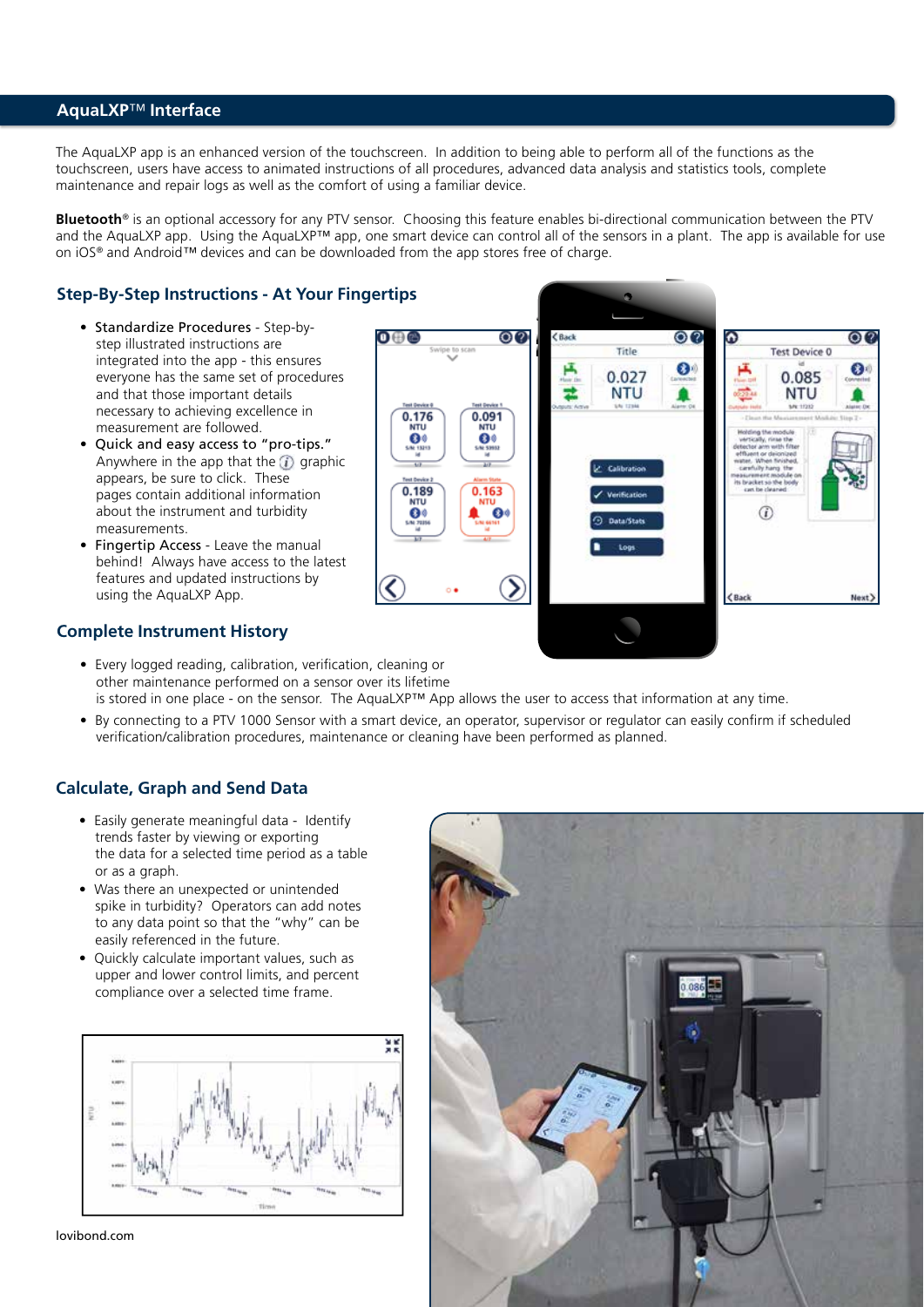## AquaLXP™ Interface

The AquaLXP app is an enhanced version of the touchscreen. In addition to being able to perform all of the functions as the touchscreen, users have access to animated instructions of all procedures, advanced data analysis and statistics tools, complete maintenance and repair logs as well as the comfort of using a familiar device.

**Bluetooth**® is an optional accessory for any PTV sensor. Choosing this feature enables bi-directional communication between the PTV and the AquaLXP app. Using the AquaLXP™ app, one smart device can control all of the sensors in a plant. The app is available for use on iOS® and Android™ devices and can be downloaded from the app stores free of charge.

### Step-By-Step Instructions - At Your Fingertips

- Standardize Procedures - Step-by-step illustrated instructions are integrated into the app - this ensures everyone has the same set of procedures and that those important details necessary to achieving excellence in measurement are followed.
- Quick and easy access to "pro-tips." Anywhere in the app that the ⓘ graphic appears, be sure to click. These pages contain additional information about the instrument and turbidity measurements.
- Fingertip Access - Leave the manual behind! Always have access to the latest features and updated instructions by using the AquaLXP App.

### Complete Instrument History

- Every logged reading, calibration, verification, cleaning or other maintenance performed on a sensor over its lifetime is stored in one place - on the sensor. The AquaLXP™ App allows the user to access that information at any time.
- By connecting to a PTV 1000 Sensor with a smart device, an operator, supervisor or regulator can easily confirm if scheduled verification/calibration procedures, maintenance or cleaning have been performed as planned.

### Calculate, Graph and Send Data

- Easily generate meaningful data - Identify trends faster by viewing or exporting the data for a selected time period as a table or as a graph.
- Was there an unexpected or unintended spike in turbidity? Operators can add notes to any data point so that the "why" can be easily referenced in the future.
- Quickly calculate important values, such as upper and lower control limits, and percent compliance over a selected time frame.

lovibond.com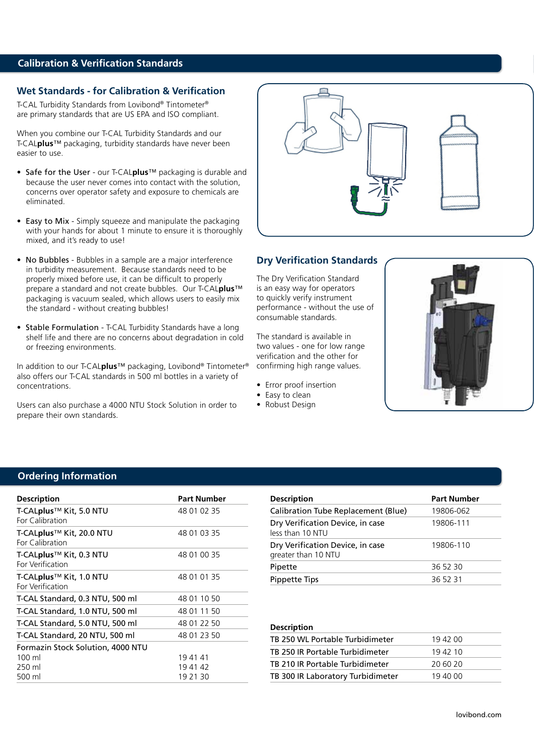## Calibration & Verification Standards

### Wet Standards - for Calibration & Verification

T-CAL Turbidity Standards from Lovibond® Tintometer® are primary standards that are US EPA and ISO compliant.

When you combine our T-CAL Turbidity Standards and our T-CAL**plus**™ packaging, turbidity standards have never been easier to use.

- Safe for the User - our T-CAL**plus**™ packaging is durable and because the user never comes into contact with the solution, concerns over operator safety and exposure to chemicals are eliminated.
- Easy to Mix - Simply squeeze and manipulate the packaging with your hands for about 1 minute to ensure it is thoroughly mixed, and it's ready to use!
- No Bubbles - Bubbles in a sample are a major interference in turbidity measurement. Because standards need to be properly mixed before use, it can be difficult to properly prepare a standard and not create bubbles. Our T-CAL**plus**™ packaging is vacuum sealed, which allows users to easily mix the standard - without creating bubbles!
- Stable Formulation - T-CAL Turbidity Standards have a long shelf life and there are no concerns about degradation in cold or freezing environments.

In addition to our T-CAL**plus**™ packaging, Lovibond® Tintometer® also offers our T-CAL standards in 500 ml bottles in a variety of concentrations.

Users can also purchase a 4000 NTU Stock Solution in order to prepare their own standards.

### Dry Verification Standards

The Dry Verification Standard is an easy way for operators to quickly verify instrument performance - without the use of consumable standards.

The standard is available in two values - one for low range verification and the other for confirming high range values.

- Error proof insertion
- Easy to clean
- Robust Design

## Ordering Information

| Description | Part Number |
|---|---|
| T-CAL**plus**™ Kit, 5.0 NTU<br>For Calibration | 48 01 02 35 |
| T-CAL**plus**™ Kit, 20.0 NTU<br>For Calibration | 48 01 03 35 |
| T-CAL**plus**™ Kit, 0.3 NTU<br>For Verification | 48 01 00 35 |
| T-CAL**plus**™ Kit, 1.0 NTU<br>For Verification | 48 01 01 35 |
| T-CAL Standard, 0.3 NTU, 500 ml | 48 01 10 50 |
| T-CAL Standard, 1.0 NTU, 500 ml | 48 01 11 50 |
| T-CAL Standard, 5.0 NTU, 500 ml | 48 01 22 50 |
| T-CAL Standard, 20 NTU, 500 ml | 48 01 23 50 |
| Formazin Stock Solution, 4000 NTU<br>100 ml<br>250 ml<br>500 ml | <br>19 41 41<br>19 41 42<br>19 21 30 |

| Description | Part Number |
|---|---|
| Calibration Tube Replacement (Blue) | 19806-062 |
| Dry Verification Device, in case<br>less than 10 NTU | 19806-111 |
| Dry Verification Device, in case<br>greater than 10 NTU | 19806-110 |
| Pipette | 36 52 30 |
| Pippette Tips | 36 52 31 |

| Description | |
|---|---|
| TB 250 WL Portable Turbidimeter | 19 42 00 |
| TB 250 IR Portable Turbidimeter | 19 42 10 |
| TB 210 IR Portable Turbidimeter | 20 60 20 |
| TB 300 IR Laboratory Turbidimeter | 19 40 00 |

lovibond.com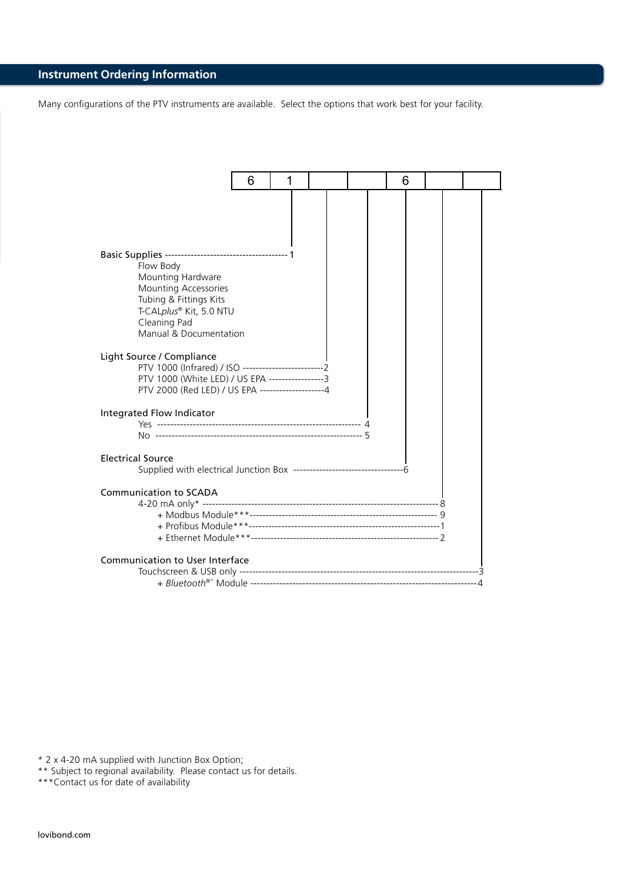## Instrument Ordering Information

Many configurations of the PTV instruments are available. Select the options that work best for your facility.

| 6 | 1 | | | 6 | | |
|---|---|---|---|---|---|---|

**Basic Supplies** -------------------------------------- 1

- Flow Body
- Mounting Hardware
- Mounting Accessories
- Tubing & Fittings Kits
- T-CAL*plus*® Kit, 5.0 NTU
- Cleaning Pad
- Manual & Documentation

**Light Source / Compliance**

- PTV 1000 (Infrared) / ISO -------------------------2
- PTV 1000 (White LED) / US EPA -----------------3
- PTV 2000 (Red LED) / US EPA --------------------4

**Integrated Flow Indicator**

- Yes --------------------------------------------------------------- 4
- No --------------------------------------------------------------- 5

**Electrical Source**

- Supplied with electrical Junction Box ----------------------------------6

**Communication to SCADA**

- 4-20 mA only* ------------------------------------------------------------------------ 8
  - + Modbus Module***---------------------------------------------------------- 9
  - + Profibus Module***----------------------------------------------------------1
  - + Ethernet Module***--------------------------------------------------------- 2

**Communication to User Interface**

- Touchscreen & USB only ------------------------------------------------------------------------3
  - + *Bluetooth*®* Module ---------------------------------------------------------------------4

\* 2 x 4-20 mA supplied with Junction Box Option;
** Subject to regional availability. Please contact us for details.
***Contact us for date of availability

lovibond.com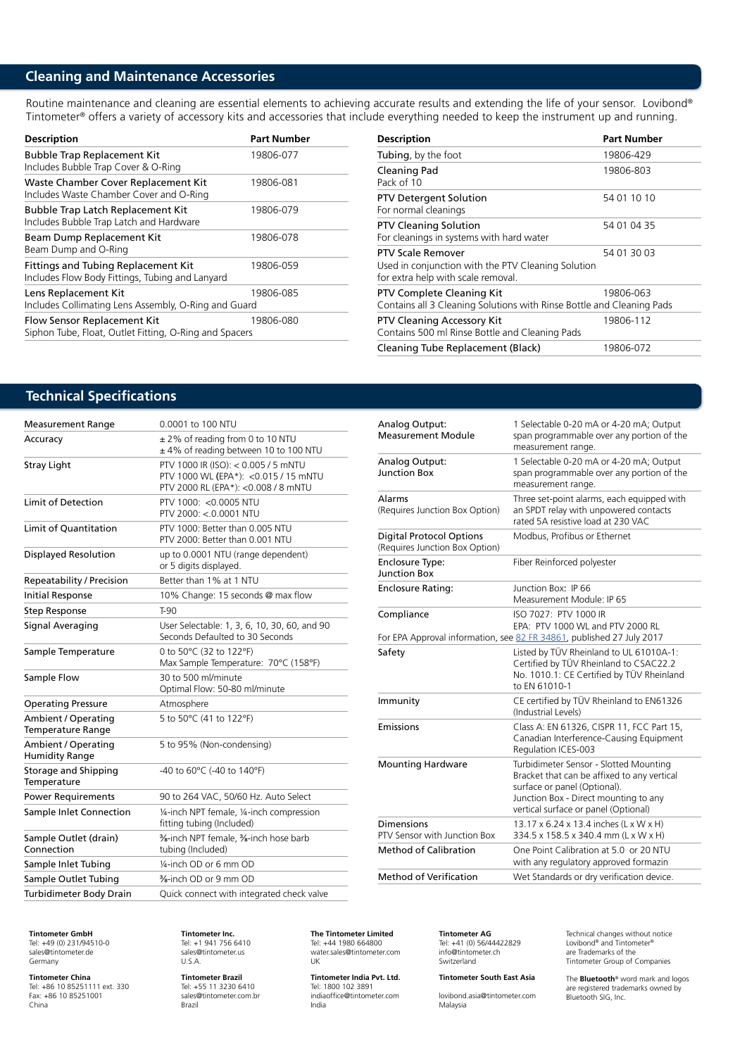## Cleaning and Maintenance Accessories

Routine maintenance and cleaning are essential elements to achieving accurate results and extending the life of your sensor. Lovibond® Tintometer® offers a variety of accessory kits and accessories that include everything needed to keep the instrument up and running.

| Description | Part Number |
|---|---|
| Bubble Trap Replacement Kit<br>Includes Bubble Trap Cover & O-Ring | 19806-077 |
| Waste Chamber Cover Replacement Kit<br>Includes Waste Chamber Cover and O-Ring | 19806-081 |
| Bubble Trap Latch Replacement Kit<br>Includes Bubble Trap Latch and Hardware | 19806-079 |
| Beam Dump Replacement Kit<br>Beam Dump and O-Ring | 19806-078 |
| Fittings and Tubing Replacement Kit<br>Includes Flow Body Fittings, Tubing and Lanyard | 19806-059 |
| Lens Replacement Kit<br>Includes Collimating Lens Assembly, O-Ring and Guard | 19806-085 |
| Flow Sensor Replacement Kit<br>Siphon Tube, Float, Outlet Fitting, O-Ring and Spacers | 19806-080 |

| Description | Part Number |
|---|---|
| Tubing, by the foot | 19806-429 |
| Cleaning Pad<br>Pack of 10 | 19806-803 |
| PTV Detergent Solution<br>For normal cleanings | 54 01 10 10 |
| PTV Cleaning Solution<br>For cleanings in systems with hard water | 54 01 04 35 |
| PTV Scale Remover<br>Used in conjunction with the PTV Cleaning Solution for extra help with scale removal. | 54 01 30 03 |
| PTV Complete Cleaning Kit<br>Contains all 3 Cleaning Solutions with Rinse Bottle and Cleaning Pads | 19806-063 |
| PTV Cleaning Accessory Kit<br>Contains 500 ml Rinse Bottle and Cleaning Pads | 19806-112 |
| Cleaning Tube Replacement (Black) | 19806-072 |

## Technical Specifications

| | |
|---|---|
| Measurement Range | 0.0001 to 100 NTU |
| Accuracy | ± 2% of reading from 0 to 10 NTU<br>± 4% of reading between 10 to 100 NTU |
| Stray Light | PTV 1000 IR (ISO): < 0.005 / 5 mNTU<br>PTV 1000 WL (EPA*): <0.015 / 15 mNTU<br>PTV 2000 RL (EPA*): <0.008 / 8 mNTU |
| Limit of Detection | PTV 1000: <0.0005 NTU<br>PTV 2000: <.0.0001 NTU |
| Limit of Quantitation | PTV 1000: Better than 0.005 NTU<br>PTV 2000: Better than 0.001 NTU |
| Displayed Resolution | up to 0.0001 NTU (range dependent) or 5 digits displayed. |
| Repeatability / Precision | Better than 1% at 1 NTU |
| Initial Response | 10% Change: 15 seconds @ max flow |
| Step Response | T-90 |
| Signal Averaging | User Selectable: 1, 3, 6, 10, 30, 60, and 90 Seconds Defaulted to 30 Seconds |
| Sample Temperature | 0 to 50°C (32 to 122°F)<br>Max Sample Temperature: 70°C (158°F) |
| Sample Flow | 30 to 500 ml/minute<br>Optimal Flow: 50-80 ml/minute |
| Operating Pressure | Atmosphere |
| Ambient / Operating Temperature Range | 5 to 50°C (41 to 122°F) |
| Ambient / Operating Humidity Range | 5 to 95% (Non-condensing) |
| Storage and Shipping Temperature | -40 to 60°C (-40 to 140°F) |
| Power Requirements | 90 to 264 VAC, 50/60 Hz. Auto Select |
| Sample Inlet Connection | ¼-inch NPT female, ¼-inch compression fitting tubing (Included) |
| Sample Outlet (drain) Connection | ⅜-inch NPT female, ⅜-inch hose barb tubing (Included) |
| Sample Inlet Tubing | ¼-inch OD or 6 mm OD |
| Sample Outlet Tubing | ⅜-inch OD or 9 mm OD |
| Turbidimeter Body Drain | Quick connect with integrated check valve |

| | |
|---|---|
| Analog Output: Measurement Module | 1 Selectable 0-20 mA or 4-20 mA; Output span programmable over any portion of the measurement range. |
| Analog Output: Junction Box | 1 Selectable 0-20 mA or 4-20 mA; Output span programmable over any portion of the measurement range. |
| Alarms (Requires Junction Box Option) | Three set-point alarms, each equipped with an SPDT relay with unpowered contacts rated 5A resistive load at 230 VAC |
| Digital Protocol Options (Requires Junction Box Option) | Modbus, Profibus or Ethernet |
| Enclosure Type: Junction Box | Fiber Reinforced polyester |
| Enclosure Rating: | Junction Box: IP 66<br>Measurement Module: IP 65 |
| Compliance | ISO 7027: PTV 1000 IR<br>EPA: PTV 1000 WL and PTV 2000 RL<br>For EPA Approval information, see 82 FR 34861, published 27 July 2017 |
| Safety | Listed by TÜV Rheinland to UL 61010A-1: Certified by TÜV Rheinland to CSAC22.2 No. 1010.1: CE Certified by TÜV Rheinland to EN 61010-1 |
| Immunity | CE certified by TÜV Rheinland to EN61326 (Industrial Levels) |
| Emissions | Class A: EN 61326, CISPR 11, FCC Part 15, Canadian Interference-Causing Equipment Regulation ICES-003 |
| Mounting Hardware | Turbidimeter Sensor - Slotted Mounting Bracket that can be affixed to any vertical surface or panel (Optional).<br>Junction Box - Direct mounting to any vertical surface or panel (Optional) |
| Dimensions<br>PTV Sensor with Junction Box | 13.17 x 6.24 x 13.4 inches (L x W x H)<br>334.5 x 158.5 x 340.4 mm (L x W x H) |
| Method of Calibration | One Point Calibration at 5.0 or 20 NTU with any regulatory approved formazin |
| Method of Verification | Wet Standards or dry verification device. |

**Tintometer GmbH**
Tel: +49 (0) 231/94510-0
sales@tintometer.de
Germany

**Tintometer China**
Tel: +86 10 85251111 ext. 330
Fax: +86 10 85251001
China

**Tintometer Inc.**
Tel: +1 941 756 6410
sales@tintometer.us
U.S.A.

**Tintometer Brazil**
Tel: +55 11 3230 6410
sales@tintometer.com.br
Brazil

**The Tintometer Limited**
Tel: +44 1980 664800
water.sales@tintometer.com
UK

**Tintometer India Pvt. Ltd.**
Tel: 1800 102 3891
indiaoffice@tintometer.com
India

**Tintometer AG**
Tel: +41 (0) 56/44422829
info@tintometer.ch
Switzerland

**Tintometer South East Asia**
lovibond.asia@tintometer.com
Malaysia

Technical changes without notice
Lovibond® and Tintometer® are Trademarks of the Tintometer Group of Companies

The **Bluetooth**® word mark and logos are registered trademarks owned by Bluetooth SIG, Inc.